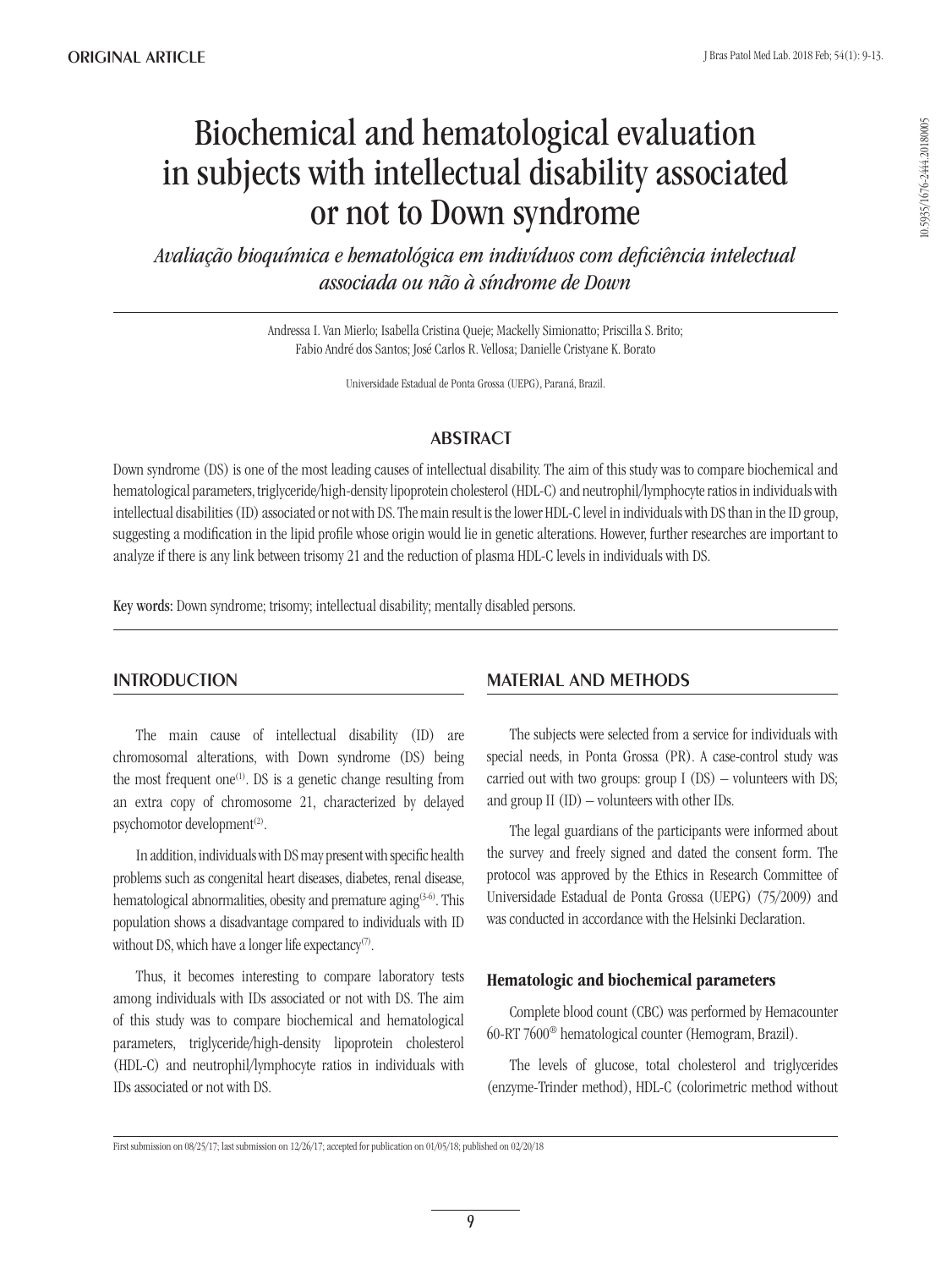# Biochemical and hematological evaluation in subjects with intellectual disability associated or not to Down syndrome

*Avaliação bioquímica e hematológica em indivíduos com deficiência intelectual associada ou não à síndrome de Down*

Andressa I. Van Mierlo; Isabella Cristina Queje; Mackelly Simionatto; Priscilla S. Brito; Fabio André dos Santos; José Carlos R. Vellosa; Danielle Cristyane K. Borato

Universidade Estadual de Ponta Grossa (UEPG), Paraná, Brazil.

## ABSTRACT

Down syndrome (DS) is one of the most leading causes of intellectual disability. The aim of this study was to compare biochemical and hematological parameters, triglyceride/high-density lipoprotein cholesterol (HDL-C) and neutrophil/lymphocyte ratios in individuals with intellectual disabilities (ID) associated or not with DS. The main result is the lower HDL-C level in individuals with DS than in the ID group, suggesting a modification in the lipid profile whose origin would lie in genetic alterations. However, further researches are important to analyze if there is any link between trisomy 21 and the reduction of plasma HDL-C levels in individuals with DS.

**Key words:** Down syndrome; trisomy; intellectual disability; mentally disabled persons.

## INTRODUCTION

The main cause of intellectual disability (ID) are chromosomal alterations, with Down syndrome (DS) being the most frequent one[1]. DS is a genetic change resulting from an extra copy of chromosome 21, characterized by delayed psychomotor development[2].

In addition, individuals with DS may present with specific health problems such as congenital heart diseases, diabetes, renal disease, hematological abnormalities, obesity and premature aging[3-6]. This population shows a disadvantage compared to individuals with ID without DS, which have a longer life expectancy[7].

Thus, it becomes interesting to compare laboratory tests among individuals with IDs associated or not with DS. The aim of this study was to compare biochemical and hematological parameters, triglyceride/high-density lipoprotein cholesterol (HDL-C) and neutrophil/lymphocyte ratios in individuals with IDs associated or not with DS.

## MATERIAL AND METHODS

The subjects were selected from a service for individuals with special needs, in Ponta Grossa (PR). A case-control study was carried out with two groups: group I (DS) – volunteers with DS; and group II (ID) – volunteers with other IDs.

The legal guardians of the participants were informed about the survey and freely signed and dated the consent form. The protocol was approved by the Ethics in Research Committee of Universidade Estadual de Ponta Grossa (UEPG) (75/2009) and was conducted in accordance with the Helsinki Declaration.

### Hematologic and biochemical parameters

Complete blood count (CBC) was performed by Hemacounter 60-RT 7600® hematological counter (Hemogram, Brazil).

The levels of glucose, total cholesterol and triglycerides (enzyme-Trinder method), HDL-C (colorimetric method without

First submission on 08/25/17; last submission on 12/26/17; accepted for publication on 01/05/18; published on 02/20/18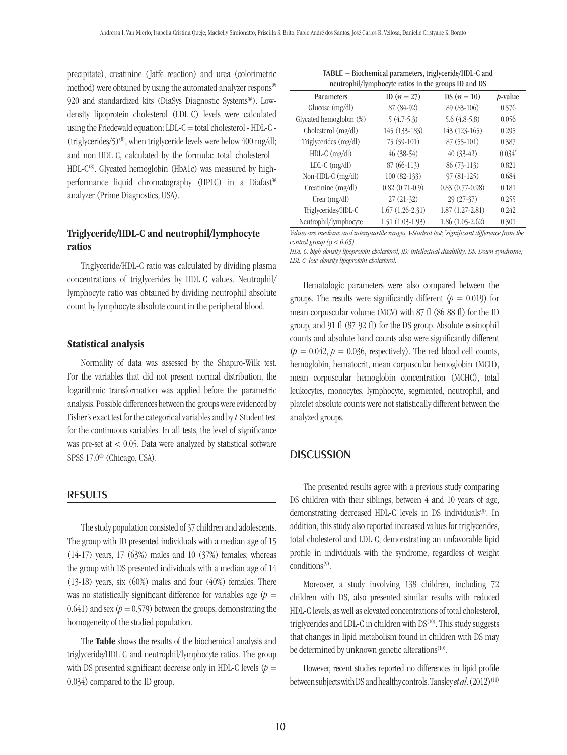precipitate), creatinine (Jaffe reaction) and urea (colorimetric method) were obtained by using the automated analyzer respons® 920 and standardized kits (DiaSys Diagnostic Systems®). Low-density lipoprotein cholesterol (LDL-C) levels were calculated using the Friedewald equation: LDL-C = total cholesterol - HDL-C - (triglycerides/5)[8], when triglyceride levels were below 400 mg/dl; and non-HDL-C, calculated by the formula: total cholesterol - HDL-C[8]. Glycated hemoglobin (HbA1c) was measured by high-performance liquid chromatography (HPLC) in a Diafast® analyzer (Prime Diagnostics, USA).

### Triglyceride/HDL-C and neutrophil/lymphocyte ratios

Triglyceride/HDL-C ratio was calculated by dividing plasma concentrations of triglycerides by HDL-C values. Neutrophil/lymphocyte ratio was obtained by dividing neutrophil absolute count by lymphocyte absolute count in the peripheral blood.

### Statistical analysis

Normality of data was assessed by the Shapiro-Wilk test. For the variables that did not present normal distribution, the logarithmic transformation was applied before the parametric analysis. Possible differences between the groups were evidenced by Fisher's exact test for the categorical variables and by *t*-Student test for the continuous variables. In all tests, the level of significance was pre-set at $< 0.05$. Data were analyzed by statistical software SPSS 17.0® (Chicago, USA).

## RESULTS

The study population consisted of 37 children and adolescents. The group with ID presented individuals with a median age of 15 (14-17) years, 17 (63%) males and 10 (37%) females; whereas the group with DS presented individuals with a median age of 14 (13-18) years, six (60%) males and four (40%) females. There was no statistically significant difference for variables age ($p = 0.641$) and sex ($p = 0.579$) between the groups, demonstrating the homogeneity of the studied population.

The **Table** shows the results of the biochemical analysis and triglyceride/HDL-C and neutrophil/lymphocyte ratios. The group with DS presented significant decrease only in HDL-C levels ($p = 0.034$) compared to the ID group.

TABLE – Biochemical parameters, triglyceride/HDL-C and neutrophil/lymphocyte ratios in the groups ID and DS

| Parameters | ID ($n = 27$) | DS ($n = 10$) | $p$-value |
|---|---|---|---|
| Glucose (mg/dl) | 87 (84-92) | 89 (83-106) | 0.576 |
| Glycated hemoglobin (%) | 5 (4.7-5.3) | 5.6 (4.8-5,8) | 0.056 |
| Cholesterol (mg/dl) | 145 (133-183) | 143 (123-165) | 0.295 |
| Triglycerides (mg/dl) | 75 (59-101) | 87 (55-101) | 0.387 |
| HDL-C (mg/dl) | 46 (38-54) | 40 (33-42) | 0.034* |
| LDL-C (mg/dl) | 87 (66-113) | 86 (73-113) | 0.821 |
| Non-HDL-C (mg/dl) | 100 (82-133) | 97 (81-125) | 0.684 |
| Creatinine (mg/dl) | 0.82 (0.71-0.9) | 0.83 (0.77-0.98) | 0.181 |
| Urea (mg/dl) | 27 (21-32) | 29 (27-37) | 0.255 |
| Triglycerides/HDL-C | 1.67 (1.26-2.31) | 1.87 (1.27-2.81) | 0.242 |
| Neutrophil/lymphocyte | 1.51 (1.03-1.93) | 1.86 (1.05-2.62) | 0.301 |

*Values are medians and interquartile ranges,* t*-Student test; \*significant difference from the control group (*$p < 0.05$*).*

*HDL-C: high-density lipoprotein cholesterol; ID: intellectual disability; DS: Down syndrome; LDL-C: low-density lipoprotein cholesterol.*

Hematologic parameters were also compared between the groups. The results were significantly different ($p = 0.019$) for mean corpuscular volume (MCV) with 87 fl (86-88 fl) for the ID group, and 91 fl (87-92 fl) for the DS group. Absolute eosinophil counts and absolute band counts also were significantly different ($p = 0.042$, $p = 0.036$, respectively). The red blood cell counts, hemoglobin, hematocrit, mean corpuscular hemoglobin (MCH), mean corpuscular hemoglobin concentration (MCHC), total leukocytes, monocytes, lymphocyte, segmented, neutrophil, and platelet absolute counts were not statistically different between the analyzed groups.

## DISCUSSION

The presented results agree with a previous study comparing DS children with their siblings, between 4 and 10 years of age, demonstrating decreased HDL-C levels in DS individuals[9]. In addition, this study also reported increased values for triglycerides, total cholesterol and LDL-C, demonstrating an unfavorable lipid profile in individuals with the syndrome, regardless of weight conditions[9].

Moreover, a study involving 138 children, including 72 children with DS, also presented similar results with reduced HDL-C levels, as well as elevated concentrations of total cholesterol, triglycerides and LDL-C in children with DS[10]. This study suggests that changes in lipid metabolism found in children with DS may be determined by unknown genetic alterations[10].

However, recent studies reported no differences in lipid profile between subjects with DS and healthy controls. Tansley *et al*. (2012)[11]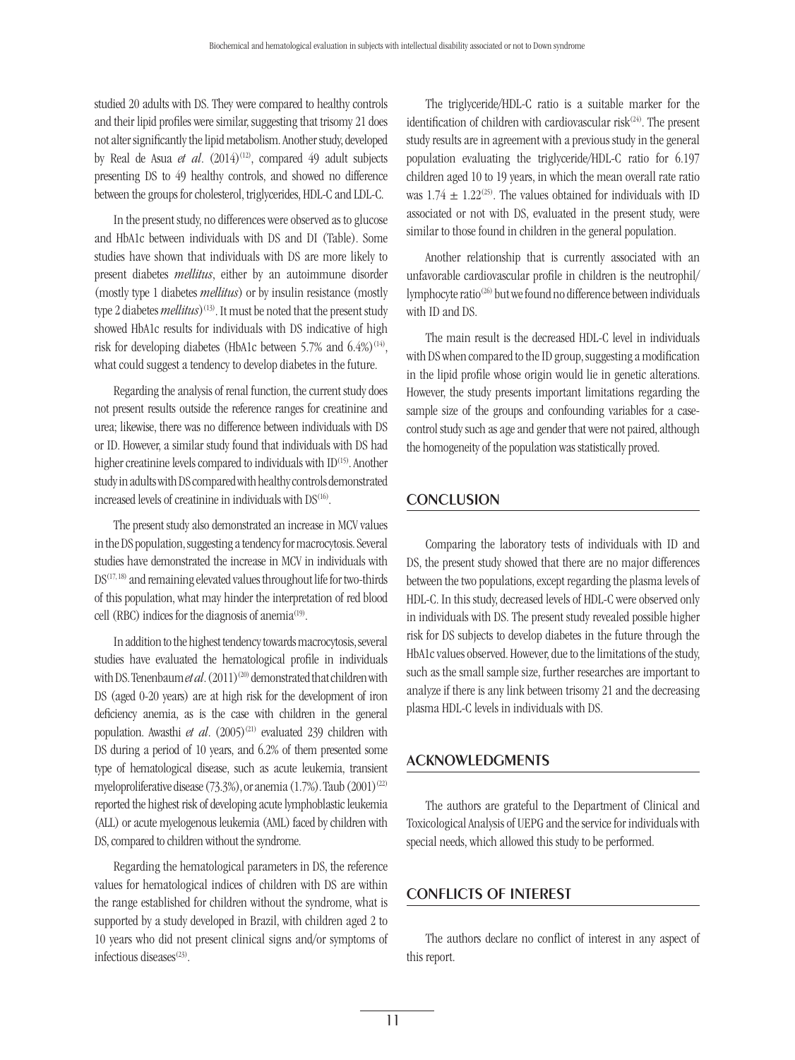studied 20 adults with DS. They were compared to healthy controls and their lipid profiles were similar, suggesting that trisomy 21 does not alter significantly the lipid metabolism. Another study, developed by Real de Asua *et al*. (2014)[12], compared 49 adult subjects presenting DS to 49 healthy controls, and showed no difference between the groups for cholesterol, triglycerides, HDL-C and LDL-C.

In the present study, no differences were observed as to glucose and HbA1c between individuals with DS and DI (Table). Some studies have shown that individuals with DS are more likely to present diabetes *mellitus*, either by an autoimmune disorder (mostly type 1 diabetes *mellitus*) or by insulin resistance (mostly type 2 diabetes *mellitus*)[13]. It must be noted that the present study showed HbA1c results for individuals with DS indicative of high risk for developing diabetes (HbA1c between 5.7% and 6.4%)[14], what could suggest a tendency to develop diabetes in the future.

Regarding the analysis of renal function, the current study does not present results outside the reference ranges for creatinine and urea; likewise, there was no difference between individuals with DS or ID. However, a similar study found that individuals with DS had higher creatinine levels compared to individuals with ID[15]. Another study in adults with DS compared with healthy controls demonstrated increased levels of creatinine in individuals with DS[16].

The present study also demonstrated an increase in MCV values in the DS population, suggesting a tendency for macrocytosis. Several studies have demonstrated the increase in MCV in individuals with DS[17, 18] and remaining elevated values throughout life for two-thirds of this population, what may hinder the interpretation of red blood cell (RBC) indices for the diagnosis of anemia[19].

In addition to the highest tendency towards macrocytosis, several studies have evaluated the hematological profile in individuals with DS. Tenenbaum *et al*. (2011)[20] demonstrated that children with DS (aged 0-20 years) are at high risk for the development of iron deficiency anemia, as is the case with children in the general population. Awasthi *et al*. (2005)[21] evaluated 239 children with DS during a period of 10 years, and 6.2% of them presented some type of hematological disease, such as acute leukemia, transient myeloproliferative disease (73.3%), or anemia (1.7%). Taub (2001)[22] reported the highest risk of developing acute lymphoblastic leukemia (ALL) or acute myelogenous leukemia (AML) faced by children with DS, compared to children without the syndrome.

Regarding the hematological parameters in DS, the reference values for hematological indices of children with DS are within the range established for children without the syndrome, what is supported by a study developed in Brazil, with children aged 2 to 10 years who did not present clinical signs and/or symptoms of infectious diseases[23].

The triglyceride/HDL-C ratio is a suitable marker for the identification of children with cardiovascular risk[24]. The present study results are in agreement with a previous study in the general population evaluating the triglyceride/HDL-C ratio for 6.197 children aged 10 to 19 years, in which the mean overall rate ratio was $1.74 \pm 1.22$[25]. The values obtained for individuals with ID associated or not with DS, evaluated in the present study, were similar to those found in children in the general population.

Another relationship that is currently associated with an unfavorable cardiovascular profile in children is the neutrophil/lymphocyte ratio[26] but we found no difference between individuals with ID and DS.

The main result is the decreased HDL-C level in individuals with DS when compared to the ID group, suggesting a modification in the lipid profile whose origin would lie in genetic alterations. However, the study presents important limitations regarding the sample size of the groups and confounding variables for a case-control study such as age and gender that were not paired, although the homogeneity of the population was statistically proved.

## CONCLUSION

Comparing the laboratory tests of individuals with ID and DS, the present study showed that there are no major differences between the two populations, except regarding the plasma levels of HDL-C. In this study, decreased levels of HDL-C were observed only in individuals with DS. The present study revealed possible higher risk for DS subjects to develop diabetes in the future through the HbA1c values observed. However, due to the limitations of the study, such as the small sample size, further researches are important to analyze if there is any link between trisomy 21 and the decreasing plasma HDL-C levels in individuals with DS.

## ACKNOWLEDGMENTS

The authors are grateful to the Department of Clinical and Toxicological Analysis of UEPG and the service for individuals with special needs, which allowed this study to be performed.

## CONFLICTS OF INTEREST

The authors declare no conflict of interest in any aspect of this report.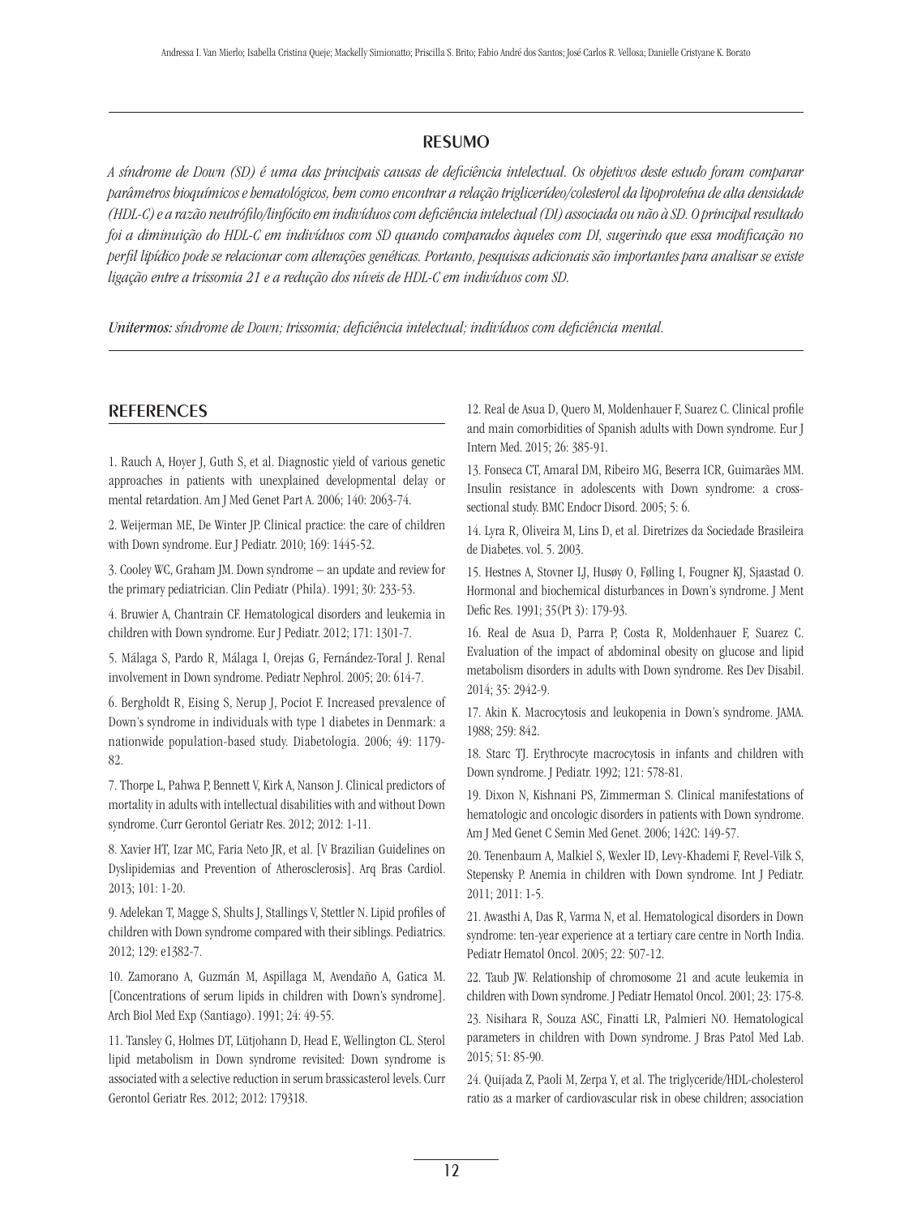## RESUMO

*A síndrome de Down (SD) é uma das principais causas de deficiência intelectual. Os objetivos deste estudo foram comparar parâmetros bioquímicos e hematológicos, bem como encontrar a relação triglicerídeo/colesterol da lipoproteína de alta densidade (HDL-C) e a razão neutrófilo/linfócito em indivíduos com deficiência intelectual (DI) associada ou não à SD. O principal resultado foi a diminuição do HDL-C em indivíduos com SD quando comparados àqueles com DI, sugerindo que essa modificação no perfil lipídico pode se relacionar com alterações genéticas. Portanto, pesquisas adicionais são importantes para analisar se existe ligação entre a trissomia 21 e a redução dos níveis de HDL-C em indivíduos com SD.*

***Unitermos:*** *síndrome de Down; trissomia; deficiência intelectual; indivíduos com deficiência mental.*

## REFERENCES

1. Rauch A, Hoyer J, Guth S, et al. Diagnostic yield of various genetic approaches in patients with unexplained developmental delay or mental retardation. Am J Med Genet Part A. 2006; 140: 2063-74.

2. Weijerman ME, De Winter JP. Clinical practice: the care of children with Down syndrome. Eur J Pediatr. 2010; 169: 1445-52.

3. Cooley WC, Graham JM. Down syndrome – an update and review for the primary pediatrician. Clin Pediatr (Phila). 1991; 30: 233-53.

4. Bruwier A, Chantrain CF. Hematological disorders and leukemia in children with Down syndrome. Eur J Pediatr. 2012; 171: 1301-7.

5. Málaga S, Pardo R, Málaga I, Orejas G, Fernández-Toral J. Renal involvement in Down syndrome. Pediatr Nephrol. 2005; 20: 614-7.

6. Bergholdt R, Eising S, Nerup J, Pociot F. Increased prevalence of Down's syndrome in individuals with type 1 diabetes in Denmark: a nationwide population-based study. Diabetologia. 2006; 49: 1179-82.

7. Thorpe L, Pahwa P, Bennett V, Kirk A, Nanson J. Clinical predictors of mortality in adults with intellectual disabilities with and without Down syndrome. Curr Gerontol Geriatr Res. 2012; 2012: 1-11.

8. Xavier HT, Izar MC, Faria Neto JR, et al. [V Brazilian Guidelines on Dyslipidemias and Prevention of Atherosclerosis]. Arq Bras Cardiol. 2013; 101: 1-20.

9. Adelekan T, Magge S, Shults J, Stallings V, Stettler N. Lipid profiles of children with Down syndrome compared with their siblings. Pediatrics. 2012; 129: e1382-7.

10. Zamorano A, Guzmán M, Aspillaga M, Avendaño A, Gatica M. [Concentrations of serum lipids in children with Down's syndrome]. Arch Biol Med Exp (Santiago). 1991; 24: 49-55.

11. Tansley G, Holmes DT, Lütjohann D, Head E, Wellington CL. Sterol lipid metabolism in Down syndrome revisited: Down syndrome is associated with a selective reduction in serum brassicasterol levels. Curr Gerontol Geriatr Res. 2012; 2012: 179318.

12. Real de Asua D, Quero M, Moldenhauer F, Suarez C. Clinical profile and main comorbidities of Spanish adults with Down syndrome. Eur J Intern Med. 2015; 26: 385-91.

13. Fonseca CT, Amaral DM, Ribeiro MG, Beserra ICR, Guimarães MM. Insulin resistance in adolescents with Down syndrome: a cross-sectional study. BMC Endocr Disord. 2005; 5: 6.

14. Lyra R, Oliveira M, Lins D, et al. Diretrizes da Sociedade Brasileira de Diabetes. vol. 5. 2003.

15. Hestnes A, Stovner LJ, Husøy O, Følling I, Fougner KJ, Sjaastad O. Hormonal and biochemical disturbances in Down's syndrome. J Ment Defic Res. 1991; 35(Pt 3): 179-93.

16. Real de Asua D, Parra P, Costa R, Moldenhauer F, Suarez C. Evaluation of the impact of abdominal obesity on glucose and lipid metabolism disorders in adults with Down syndrome. Res Dev Disabil. 2014; 35: 2942-9.

17. Akin K. Macrocytosis and leukopenia in Down's syndrome. JAMA. 1988; 259: 842.

18. Starc TJ. Erythrocyte macrocytosis in infants and children with Down syndrome. J Pediatr. 1992; 121: 578-81.

19. Dixon N, Kishnani PS, Zimmerman S. Clinical manifestations of hematologic and oncologic disorders in patients with Down syndrome. Am J Med Genet C Semin Med Genet. 2006; 142C: 149-57.

20. Tenenbaum A, Malkiel S, Wexler ID, Levy-Khademi F, Revel-Vilk S, Stepensky P. Anemia in children with Down syndrome. Int J Pediatr. 2011; 2011: 1-5.

21. Awasthi A, Das R, Varma N, et al. Hematological disorders in Down syndrome: ten-year experience at a tertiary care centre in North India. Pediatr Hematol Oncol. 2005; 22: 507-12.

22. Taub JW. Relationship of chromosome 21 and acute leukemia in children with Down syndrome. J Pediatr Hematol Oncol. 2001; 23: 175-8.

23. Nisihara R, Souza ASC, Finatti LR, Palmieri NO. Hematological parameters in children with Down syndrome. J Bras Patol Med Lab. 2015; 51: 85-90.

24. Quijada Z, Paoli M, Zerpa Y, et al. The triglyceride/HDL-cholesterol ratio as a marker of cardiovascular risk in obese children; association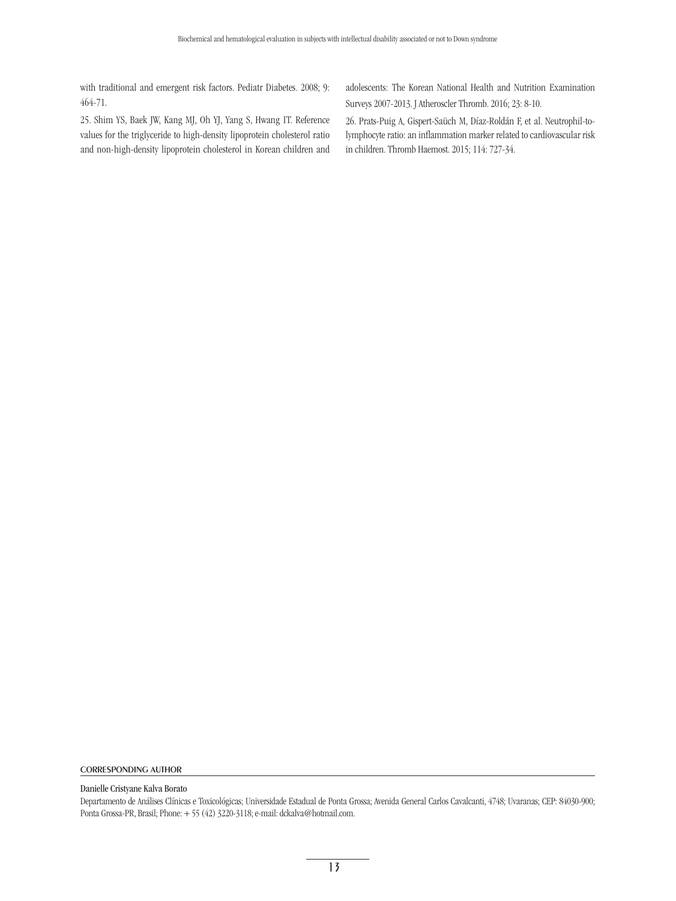with traditional and emergent risk factors. Pediatr Diabetes. 2008; 9: 464-71.

25. Shim YS, Baek JW, Kang MJ, Oh YJ, Yang S, Hwang IT. Reference values for the triglyceride to high-density lipoprotein cholesterol ratio and non-high-density lipoprotein cholesterol in Korean children and adolescents: The Korean National Health and Nutrition Examination Surveys 2007-2013. J Atheroscler Thromb. 2016; 23: 8-10.

26. Prats-Puig A, Gispert-Saüch M, Díaz-Roldán F, et al. Neutrophil-to-lymphocyte ratio: an inflammation marker related to cardiovascular risk in children. Thromb Haemost. 2015; 114: 727-34.

**CORRESPONDING AUTHOR**

Danielle Cristyane Kalva Borato

Departamento de Análises Clínicas e Toxicológicas; Universidade Estadual de Ponta Grossa; Avenida General Carlos Cavalcanti, 4748; Uvaranas; CEP: 84030-900; Ponta Grossa-PR, Brasil; Phone: + 55 (42) 3220-3118; e-mail: dckalva@hotmail.com.